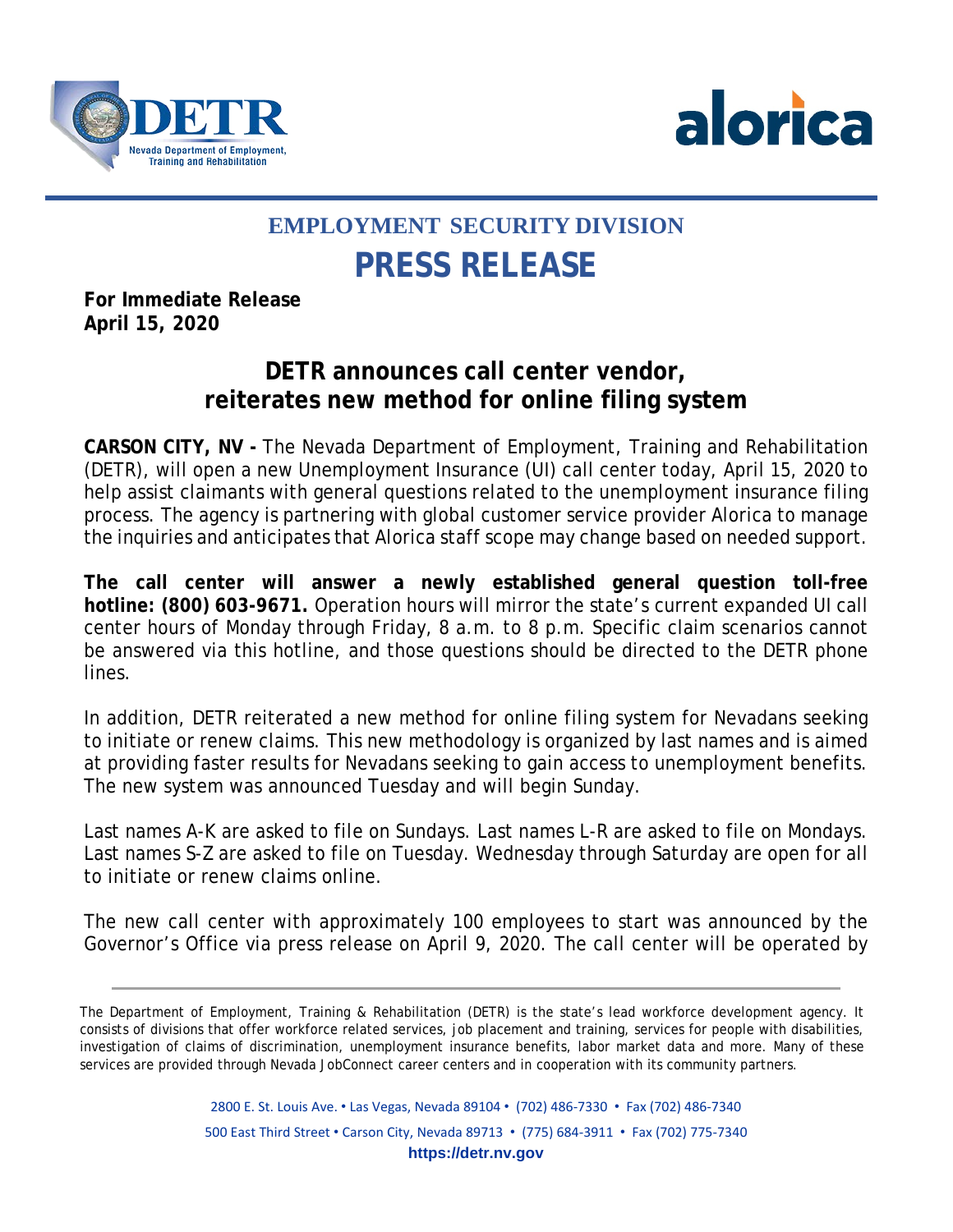## EMPLOYMENT SECURITY DIVISION

# PRESS RELEASE

**For Immediate Release**
**April 15, 2020**

## DETR announces call center vendor, reiterates new method for online filing system

**CARSON CITY, NV -** The Nevada Department of Employment, Training and Rehabilitation (DETR), will open a new Unemployment Insurance (UI) call center today, April 15, 2020 to help assist claimants with general questions related to the unemployment insurance filing process. The agency is partnering with global customer service provider Alorica to manage the inquiries and anticipates that Alorica staff scope may change based on needed support.

**The call center will answer a newly established general question toll-free hotline: (800) 603-9671.** Operation hours will mirror the state's current expanded UI call center hours of Monday through Friday, 8 a.m. to 8 p.m. Specific claim scenarios cannot be answered via this hotline, and those questions should be directed to the DETR phone lines.

In addition, DETR reiterated a new method for online filing system for Nevadans seeking to initiate or renew claims. This new methodology is organized by last names and is aimed at providing faster results for Nevadans seeking to gain access to unemployment benefits. The new system was announced Tuesday and will begin Sunday.

Last names A-K are asked to file on Sundays. Last names L-R are asked to file on Mondays. Last names S-Z are asked to file on Tuesday. Wednesday through Saturday are open for all to initiate or renew claims online.

The new call center with approximately 100 employees to start was announced by the Governor's Office via press release on April 9, 2020. The call center will be operated by

---

The Department of Employment, Training & Rehabilitation (DETR) is the state's lead workforce development agency. It consists of divisions that offer workforce related services, job placement and training, services for people with disabilities, investigation of claims of discrimination, unemployment insurance benefits, labor market data and more. Many of these services are provided through Nevada JobConnect career centers and in cooperation with its community partners.

2800 E. St. Louis Ave. • Las Vegas, Nevada 89104 • (702) 486-7330 • Fax (702) 486-7340

500 East Third Street • Carson City, Nevada 89713 • (775) 684-3911 • Fax (702) 775-7340

**https://detr.nv.gov**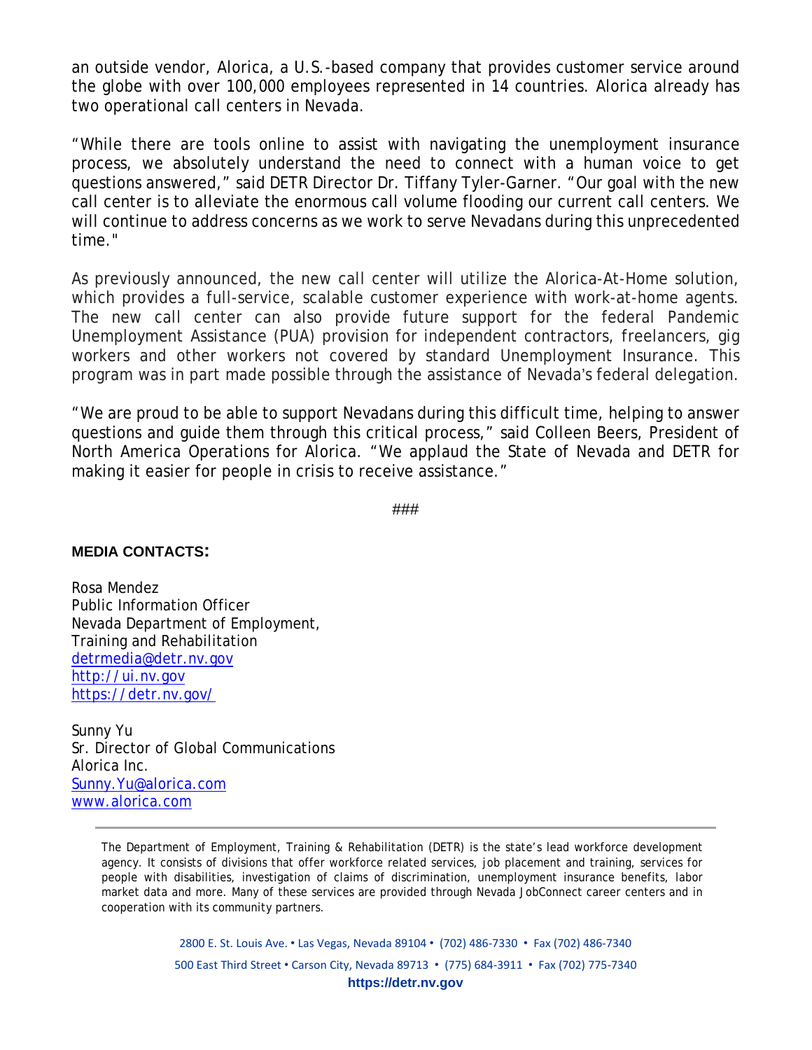an outside vendor, Alorica, a U.S.-based company that provides customer service around the globe with over 100,000 employees represented in 14 countries. Alorica already has two operational call centers in Nevada.

"While there are tools online to assist with navigating the unemployment insurance process, we absolutely understand the need to connect with a human voice to get questions answered," said DETR Director Dr. Tiffany Tyler-Garner. "Our goal with the new call center is to alleviate the enormous call volume flooding our current call centers. We will continue to address concerns as we work to serve Nevadans during this unprecedented time."

As previously announced, the new call center will utilize the Alorica-At-Home solution, which provides a full-service, scalable customer experience with work-at-home agents. The new call center can also provide future support for the federal Pandemic Unemployment Assistance (PUA) provision for independent contractors, freelancers, gig workers and other workers not covered by standard Unemployment Insurance. This program was in part made possible through the assistance of Nevada's federal delegation.

"We are proud to be able to support Nevadans during this difficult time, helping to answer questions and guide them through this critical process," said Colleen Beers, President of North America Operations for Alorica. "We applaud the State of Nevada and DETR for making it easier for people in crisis to receive assistance."

###

**MEDIA CONTACTS:**

Rosa Mendez  
Public Information Officer  
Nevada Department of Employment,  
Training and Rehabilitation  
detrmedia@detr.nv.gov  
http://ui.nv.gov  
https://detr.nv.gov/

Sunny Yu  
Sr. Director of Global Communications  
Alorica Inc.  
Sunny.Yu@alorica.com  
www.alorica.com

---

The Department of Employment, Training & Rehabilitation (DETR) is the state's lead workforce development agency. It consists of divisions that offer workforce related services, job placement and training, services for people with disabilities, investigation of claims of discrimination, unemployment insurance benefits, labor market data and more. Many of these services are provided through Nevada JobConnect career centers and in cooperation with its community partners.

2800 E. St. Louis Ave. • Las Vegas, Nevada 89104 • (702) 486-7330 • Fax (702) 486-7340  
500 East Third Street • Carson City, Nevada 89713 • (775) 684-3911 • Fax (702) 775-7340  
**https://detr.nv.gov**